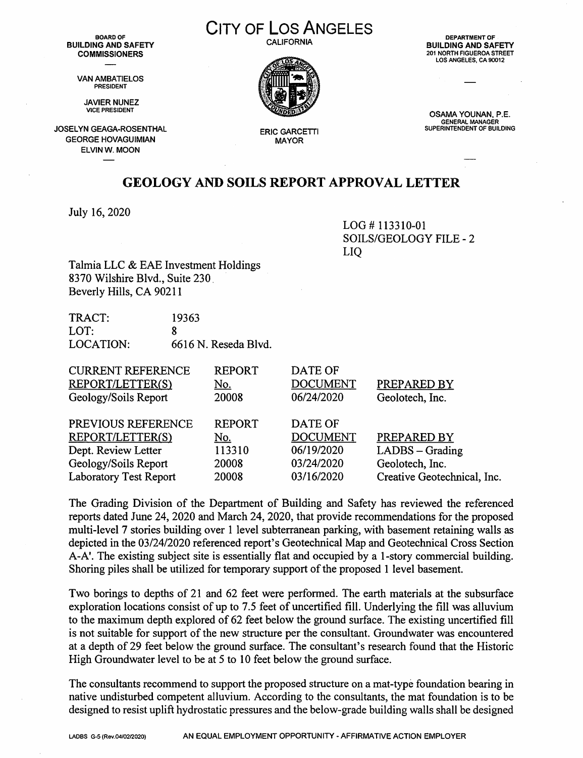**BOARD OF BUILDING AND SAFETY COMMISSIONERS**

VAN AMBATIELOS
PRESIDENT

JAVIER NUNEZ
VICE PRESIDENT

JOSELYN GEAGA-ROSENTHAL
GEORGE HOVAGUIMIAN
ELVIN W. MOON

# CITY OF LOS ANGELES

CALIFORNIA

ERIC GARCETTI
MAYOR

**DEPARTMENT OF BUILDING AND SAFETY**
201 NORTH FIGUEROA STREET
LOS ANGELES, CA 90012

OSAMA YOUNAN, P.E.
GENERAL MANAGER
SUPERINTENDENT OF BUILDING

## GEOLOGY AND SOILS REPORT APPROVAL LETTER

July 16, 2020

LOG # 113310-01
SOILS/GEOLOGY FILE - 2
LIQ

Talmia LLC & EAE Investment Holdings
8370 Wilshire Blvd., Suite 230
Beverly Hills, CA 90211

| | |
|---|---|
| TRACT: | 19363 |
| LOT: | 8 |
| LOCATION: | 6616 N. Reseda Blvd. |

| CURRENT REFERENCE REPORT/LETTER(S) | REPORT No. | DATE OF DOCUMENT | PREPARED BY |
|---|---|---|---|
| Geology/Soils Report | 20008 | 06/24/2020 | Geolotech, Inc. |

| PREVIOUS REFERENCE REPORT/LETTER(S) | REPORT No. | DATE OF DOCUMENT | PREPARED BY |
|---|---|---|---|
| Dept. Review Letter | 113310 | 06/19/2020 | LADBS – Grading |
| Geology/Soils Report | 20008 | 03/24/2020 | Geolotech, Inc. |
| Laboratory Test Report | 20008 | 03/16/2020 | Creative Geotechnical, Inc. |

The Grading Division of the Department of Building and Safety has reviewed the referenced reports dated June 24, 2020 and March 24, 2020, that provide recommendations for the proposed multi-level 7 stories building over 1 level subterranean parking, with basement retaining walls as depicted in the 03/24/2020 referenced report's Geotechnical Map and Geotechnical Cross Section A-A'. The existing subject site is essentially flat and occupied by a 1-story commercial building. Shoring piles shall be utilized for temporary support of the proposed 1 level basement.

Two borings to depths of 21 and 62 feet were performed. The earth materials at the subsurface exploration locations consist of up to 7.5 feet of uncertified fill. Underlying the fill was alluvium to the maximum depth explored of 62 feet below the ground surface. The existing uncertified fill is not suitable for support of the new structure per the consultant. Groundwater was encountered at a depth of 29 feet below the ground surface. The consultant's research found that the Historic High Groundwater level to be at 5 to 10 feet below the ground surface.

The consultants recommend to support the proposed structure on a mat-type foundation bearing in native undisturbed competent alluvium. According to the consultants, the mat foundation is to be designed to resist uplift hydrostatic pressures and the below-grade building walls shall be designed

LADBS G-5 (Rev.04/02/2020) AN EQUAL EMPLOYMENT OPPORTUNITY - AFFIRMATIVE ACTION EMPLOYER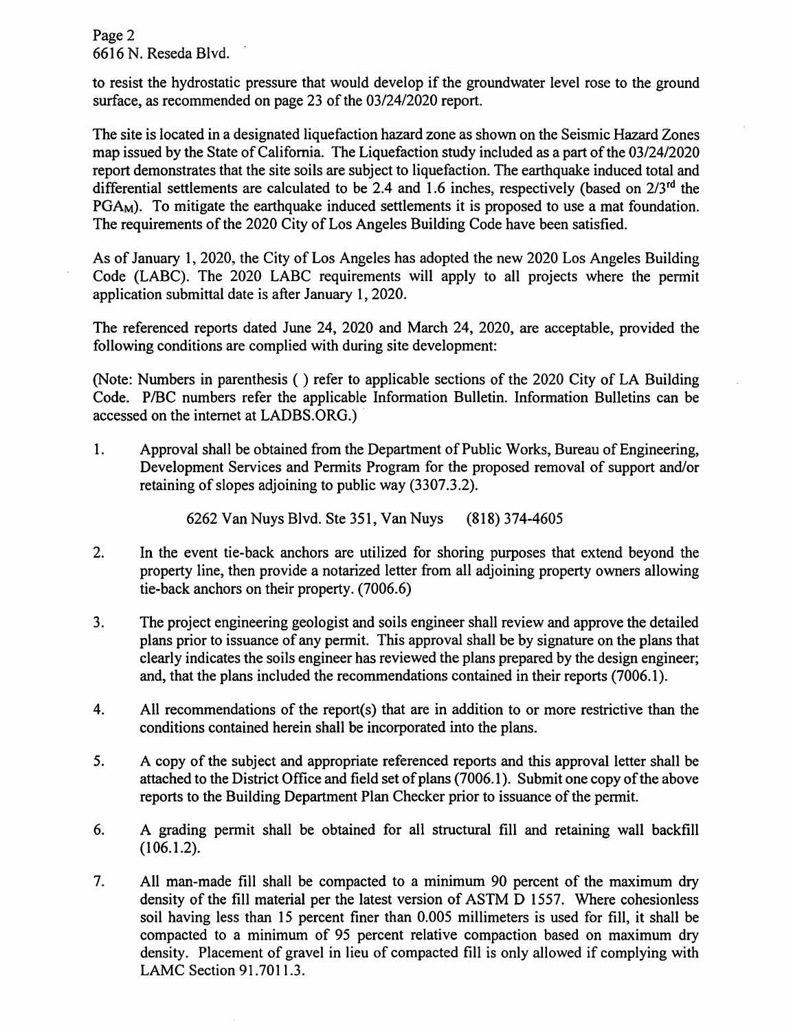to resist the hydrostatic pressure that would develop if the groundwater level rose to the ground surface, as recommended on page 23 of the 03/24/2020 report.

The site is located in a designated liquefaction hazard zone as shown on the Seismic Hazard Zones map issued by the State of California. The Liquefaction study included as a part of the 03/24/2020 report demonstrates that the site soils are subject to liquefaction. The earthquake induced total and differential settlements are calculated to be 2.4 and 1.6 inches, respectively (based on 2/3rd the $PGA_M$). To mitigate the earthquake induced settlements it is proposed to use a mat foundation. The requirements of the 2020 City of Los Angeles Building Code have been satisfied.

As of January 1, 2020, the City of Los Angeles has adopted the new 2020 Los Angeles Building Code (LABC). The 2020 LABC requirements will apply to all projects where the permit application submittal date is after January 1, 2020.

The referenced reports dated June 24, 2020 and March 24, 2020, are acceptable, provided the following conditions are complied with during site development:

(Note: Numbers in parenthesis ( ) refer to applicable sections of the 2020 City of LA Building Code. P/BC numbers refer the applicable Information Bulletin. Information Bulletins can be accessed on the internet at LADBS.ORG.)

1. Approval shall be obtained from the Department of Public Works, Bureau of Engineering, Development Services and Permits Program for the proposed removal of support and/or retaining of slopes adjoining to public way (3307.3.2).

   6262 Van Nuys Blvd. Ste 351, Van Nuys (818) 374-4605

2. In the event tie-back anchors are utilized for shoring purposes that extend beyond the property line, then provide a notarized letter from all adjoining property owners allowing tie-back anchors on their property. (7006.6)

3. The project engineering geologist and soils engineer shall review and approve the detailed plans prior to issuance of any permit. This approval shall be by signature on the plans that clearly indicates the soils engineer has reviewed the plans prepared by the design engineer; and, that the plans included the recommendations contained in their reports (7006.1).

4. All recommendations of the report(s) that are in addition to or more restrictive than the conditions contained herein shall be incorporated into the plans.

5. A copy of the subject and appropriate referenced reports and this approval letter shall be attached to the District Office and field set of plans (7006.1). Submit one copy of the above reports to the Building Department Plan Checker prior to issuance of the permit.

6. A grading permit shall be obtained for all structural fill and retaining wall backfill (106.1.2).

7. All man-made fill shall be compacted to a minimum 90 percent of the maximum dry density of the fill material per the latest version of ASTM D 1557. Where cohesionless soil having less than 15 percent finer than 0.005 millimeters is used for fill, it shall be compacted to a minimum of 95 percent relative compaction based on maximum dry density. Placement of gravel in lieu of compacted fill is only allowed if complying with LAMC Section 91.7011.3.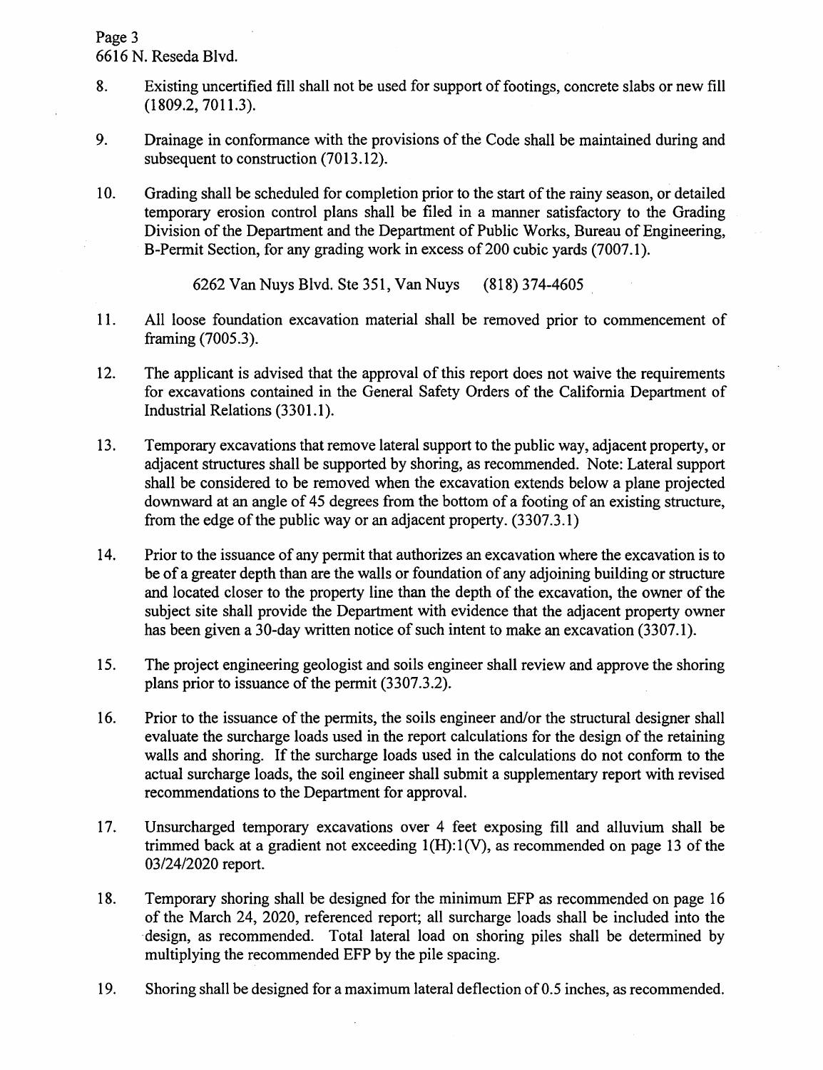8. Existing uncertified fill shall not be used for support of footings, concrete slabs or new fill (1809.2, 7011.3).

9. Drainage in conformance with the provisions of the Code shall be maintained during and subsequent to construction (7013.12).

10. Grading shall be scheduled for completion prior to the start of the rainy season, or detailed temporary erosion control plans shall be filed in a manner satisfactory to the Grading Division of the Department and the Department of Public Works, Bureau of Engineering, B-Permit Section, for any grading work in excess of 200 cubic yards (7007.1).

    6262 Van Nuys Blvd. Ste 351, Van Nuys (818) 374-4605

11. All loose foundation excavation material shall be removed prior to commencement of framing (7005.3).

12. The applicant is advised that the approval of this report does not waive the requirements for excavations contained in the General Safety Orders of the California Department of Industrial Relations (3301.1).

13. Temporary excavations that remove lateral support to the public way, adjacent property, or adjacent structures shall be supported by shoring, as recommended. Note: Lateral support shall be considered to be removed when the excavation extends below a plane projected downward at an angle of 45 degrees from the bottom of a footing of an existing structure, from the edge of the public way or an adjacent property. (3307.3.1)

14. Prior to the issuance of any permit that authorizes an excavation where the excavation is to be of a greater depth than are the walls or foundation of any adjoining building or structure and located closer to the property line than the depth of the excavation, the owner of the subject site shall provide the Department with evidence that the adjacent property owner has been given a 30-day written notice of such intent to make an excavation (3307.1).

15. The project engineering geologist and soils engineer shall review and approve the shoring plans prior to issuance of the permit (3307.3.2).

16. Prior to the issuance of the permits, the soils engineer and/or the structural designer shall evaluate the surcharge loads used in the report calculations for the design of the retaining walls and shoring. If the surcharge loads used in the calculations do not conform to the actual surcharge loads, the soil engineer shall submit a supplementary report with revised recommendations to the Department for approval.

17. Unsurcharged temporary excavations over 4 feet exposing fill and alluvium shall be trimmed back at a gradient not exceeding 1(H):1(V), as recommended on page 13 of the 03/24/2020 report.

18. Temporary shoring shall be designed for the minimum EFP as recommended on page 16 of the March 24, 2020, referenced report; all surcharge loads shall be included into the design, as recommended. Total lateral load on shoring piles shall be determined by multiplying the recommended EFP by the pile spacing.

19. Shoring shall be designed for a maximum lateral deflection of 0.5 inches, as recommended.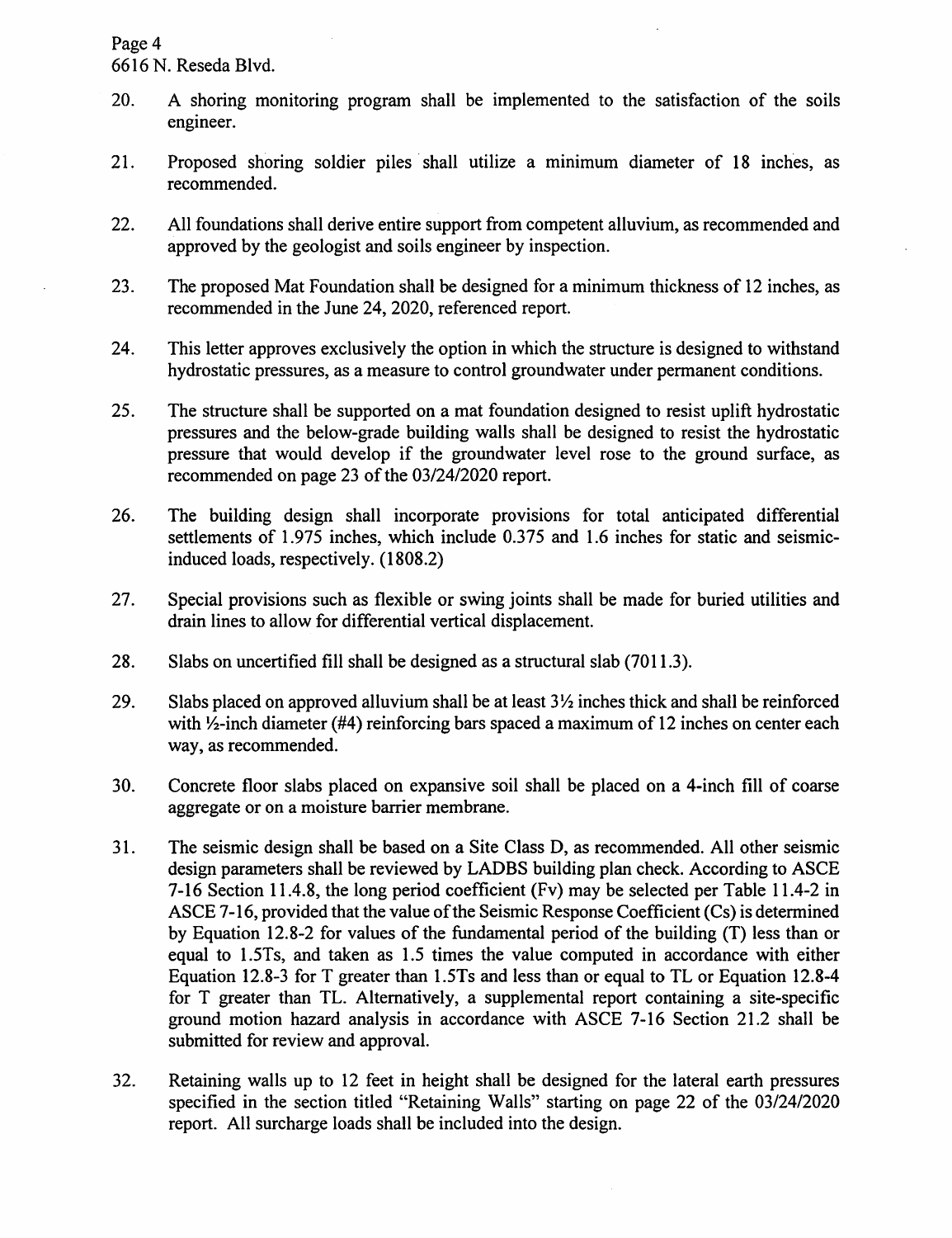20. A shoring monitoring program shall be implemented to the satisfaction of the soils engineer.

21. Proposed shoring soldier piles shall utilize a minimum diameter of 18 inches, as recommended.

22. All foundations shall derive entire support from competent alluvium, as recommended and approved by the geologist and soils engineer by inspection.

23. The proposed Mat Foundation shall be designed for a minimum thickness of 12 inches, as recommended in the June 24, 2020, referenced report.

24. This letter approves exclusively the option in which the structure is designed to withstand hydrostatic pressures, as a measure to control groundwater under permanent conditions.

25. The structure shall be supported on a mat foundation designed to resist uplift hydrostatic pressures and the below-grade building walls shall be designed to resist the hydrostatic pressure that would develop if the groundwater level rose to the ground surface, as recommended on page 23 of the 03/24/2020 report.

26. The building design shall incorporate provisions for total anticipated differential settlements of 1.975 inches, which include 0.375 and 1.6 inches for static and seismic-induced loads, respectively. (1808.2)

27. Special provisions such as flexible or swing joints shall be made for buried utilities and drain lines to allow for differential vertical displacement.

28. Slabs on uncertified fill shall be designed as a structural slab (7011.3).

29. Slabs placed on approved alluvium shall be at least 3½ inches thick and shall be reinforced with ½-inch diameter (#4) reinforcing bars spaced a maximum of 12 inches on center each way, as recommended.

30. Concrete floor slabs placed on expansive soil shall be placed on a 4-inch fill of coarse aggregate or on a moisture barrier membrane.

31. The seismic design shall be based on a Site Class D, as recommended. All other seismic design parameters shall be reviewed by LADBS building plan check. According to ASCE 7-16 Section 11.4.8, the long period coefficient (Fv) may be selected per Table 11.4-2 in ASCE 7-16, provided that the value of the Seismic Response Coefficient (Cs) is determined by Equation 12.8-2 for values of the fundamental period of the building (T) less than or equal to 1.5Ts, and taken as 1.5 times the value computed in accordance with either Equation 12.8-3 for T greater than 1.5Ts and less than or equal to TL or Equation 12.8-4 for T greater than TL. Alternatively, a supplemental report containing a site-specific ground motion hazard analysis in accordance with ASCE 7-16 Section 21.2 shall be submitted for review and approval.

32. Retaining walls up to 12 feet in height shall be designed for the lateral earth pressures specified in the section titled "Retaining Walls" starting on page 22 of the 03/24/2020 report. All surcharge loads shall be included into the design.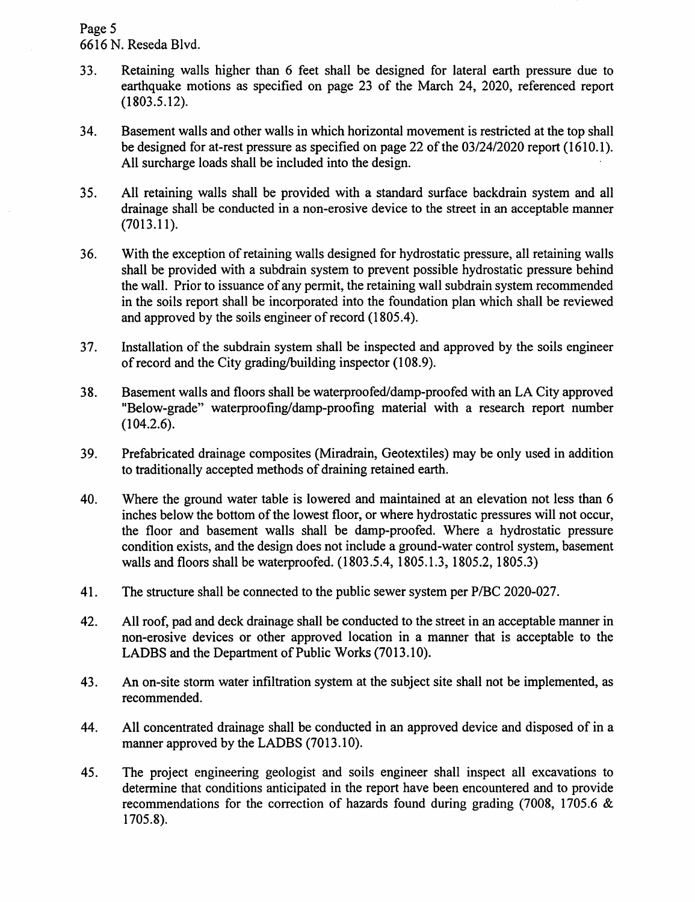33. Retaining walls higher than 6 feet shall be designed for lateral earth pressure due to earthquake motions as specified on page 23 of the March 24, 2020, referenced report (1803.5.12).

34. Basement walls and other walls in which horizontal movement is restricted at the top shall be designed for at-rest pressure as specified on page 22 of the 03/24/2020 report (1610.1). All surcharge loads shall be included into the design.

35. All retaining walls shall be provided with a standard surface backdrain system and all drainage shall be conducted in a non-erosive device to the street in an acceptable manner (7013.11).

36. With the exception of retaining walls designed for hydrostatic pressure, all retaining walls shall be provided with a subdrain system to prevent possible hydrostatic pressure behind the wall. Prior to issuance of any permit, the retaining wall subdrain system recommended in the soils report shall be incorporated into the foundation plan which shall be reviewed and approved by the soils engineer of record (1805.4).

37. Installation of the subdrain system shall be inspected and approved by the soils engineer of record and the City grading/building inspector (108.9).

38. Basement walls and floors shall be waterproofed/damp-proofed with an LA City approved "Below-grade" waterproofing/damp-proofing material with a research report number (104.2.6).

39. Prefabricated drainage composites (Miradrain, Geotextiles) may be only used in addition to traditionally accepted methods of draining retained earth.

40. Where the ground water table is lowered and maintained at an elevation not less than 6 inches below the bottom of the lowest floor, or where hydrostatic pressures will not occur, the floor and basement walls shall be damp-proofed. Where a hydrostatic pressure condition exists, and the design does not include a ground-water control system, basement walls and floors shall be waterproofed. (1803.5.4, 1805.1.3, 1805.2, 1805.3)

41. The structure shall be connected to the public sewer system per P/BC 2020-027.

42. All roof, pad and deck drainage shall be conducted to the street in an acceptable manner in non-erosive devices or other approved location in a manner that is acceptable to the LADBS and the Department of Public Works (7013.10).

43. An on-site storm water infiltration system at the subject site shall not be implemented, as recommended.

44. All concentrated drainage shall be conducted in an approved device and disposed of in a manner approved by the LADBS (7013.10).

45. The project engineering geologist and soils engineer shall inspect all excavations to determine that conditions anticipated in the report have been encountered and to provide recommendations for the correction of hazards found during grading (7008, 1705.6 & 1705.8).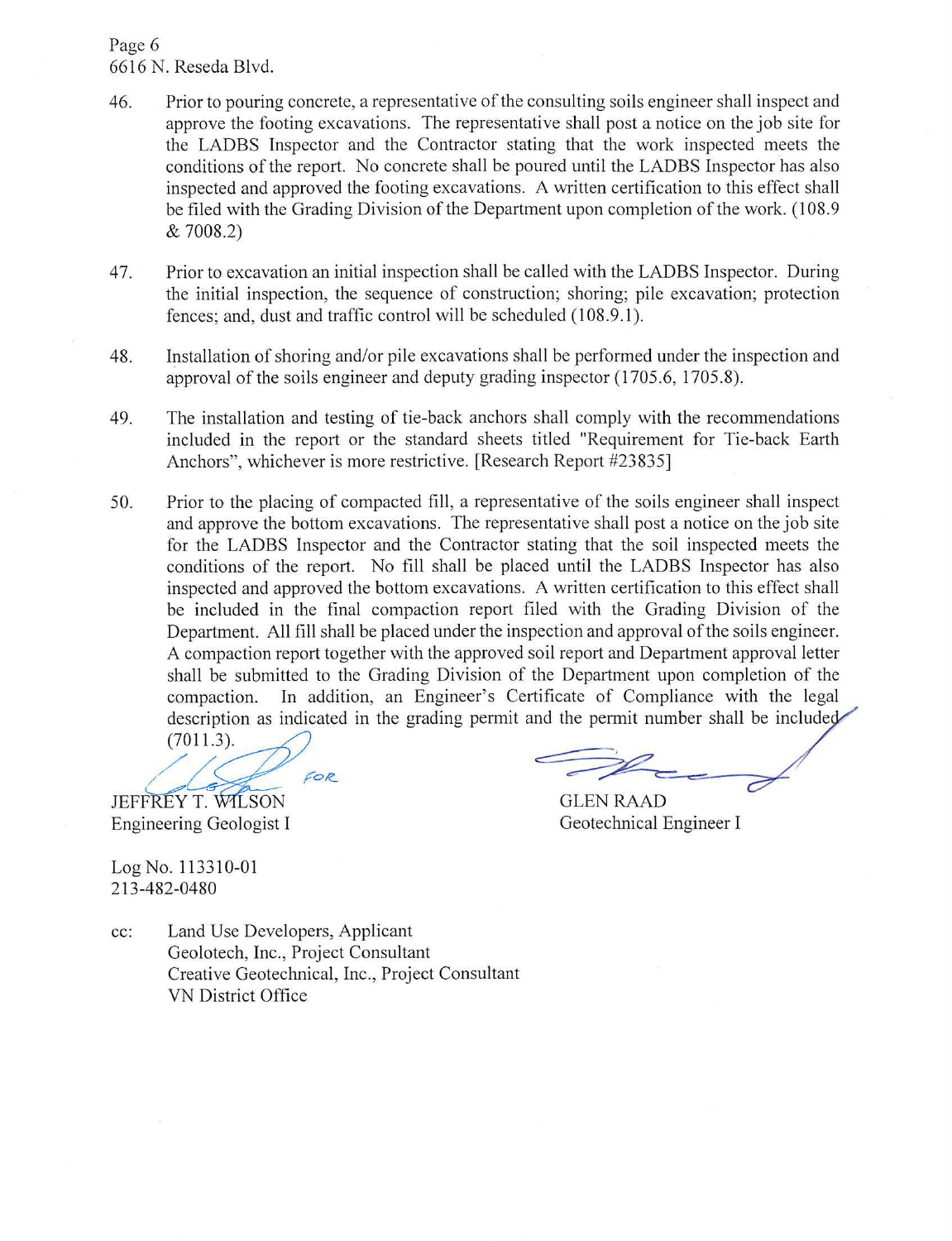Page 6
6616 N. Reseda Blvd.

46. Prior to pouring concrete, a representative of the consulting soils engineer shall inspect and approve the footing excavations. The representative shall post a notice on the job site for the LADBS Inspector and the Contractor stating that the work inspected meets the conditions of the report. No concrete shall be poured until the LADBS Inspector has also inspected and approved the footing excavations. A written certification to this effect shall be filed with the Grading Division of the Department upon completion of the work. (108.9 & 7008.2)

47. Prior to excavation an initial inspection shall be called with the LADBS Inspector. During the initial inspection, the sequence of construction; shoring; pile excavation; protection fences; and, dust and traffic control will be scheduled (108.9.1).

48. Installation of shoring and/or pile excavations shall be performed under the inspection and approval of the soils engineer and deputy grading inspector (1705.6, 1705.8).

49. The installation and testing of tie-back anchors shall comply with the recommendations included in the report or the standard sheets titled "Requirement for Tie-back Earth Anchors", whichever is more restrictive. [Research Report #23835]

50. Prior to the placing of compacted fill, a representative of the soils engineer shall inspect and approve the bottom excavations. The representative shall post a notice on the job site for the LADBS Inspector and the Contractor stating that the soil inspected meets the conditions of the report. No fill shall be placed until the LADBS Inspector has also inspected and approved the bottom excavations. A written certification to this effect shall be included in the final compaction report filed with the Grading Division of the Department. All fill shall be placed under the inspection and approval of the soils engineer. A compaction report together with the approved soil report and Department approval letter shall be submitted to the Grading Division of the Department upon completion of the compaction. In addition, an Engineer's Certificate of Compliance with the legal description as indicated in the grading permit and the permit number shall be included (7011.3).

FOR
JEFFREY T. WILSON
Engineering Geologist I

GLEN RAAD
Geotechnical Engineer I

Log No. 113310-01
213-482-0480

cc: Land Use Developers, Applicant
Geolotech, Inc., Project Consultant
Creative Geotechnical, Inc., Project Consultant
VN District Office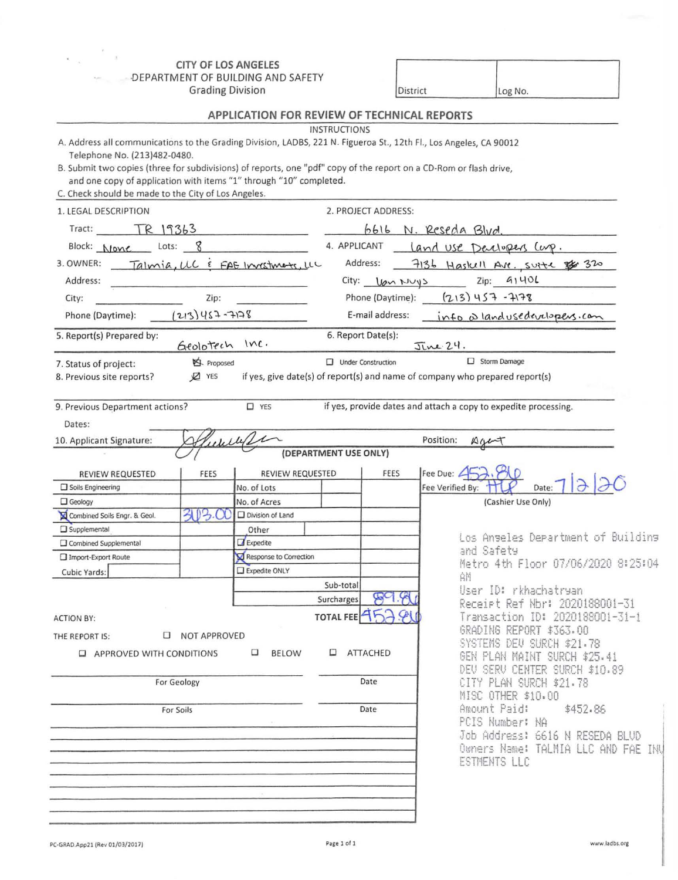CITY OF LOS ANGELES
DEPARTMENT OF BUILDING AND SAFETY
Grading Division

| District | Log No. |
|---|---|
| | |

## APPLICATION FOR REVIEW OF TECHNICAL REPORTS

INSTRUCTIONS

A. Address all communications to the Grading Division, LADBS, 221 N. Figueroa St., 12th Fl., Los Angeles, CA 90012 Telephone No. (213)482-0480.

B. Submit two copies (three for subdivisions) of reports, one "pdf" copy of the report on a CD-Rom or flash drive, and one copy of application with items "1" through "10" completed.

C. Check should be made to the City of Los Angeles.

1. LEGAL DESCRIPTION
   Tract: TR 19363
   Block: None Lots: 8

2. PROJECT ADDRESS: 6616 N. Reseda Blvd.

3. OWNER: Talmia, LLC & FAE Investments, LLC
   Address:
   City: Zip:
   Phone (Daytime): (213) 457-7778

4. APPLICANT Land Use Developers Corp.
   Address: 7136 Haskell Ave. Suite 320
   City: Van Nuys Zip: 91406
   Phone (Daytime): (213) 457-7778
   E-mail address: info@landusedevelopers.com

5. Report(s) Prepared by: Geolotech Inc.

6. Report Date(s): June 24.

7. Status of project: ☒ Proposed ☐ Under Construction ☐ Storm Damage

8. Previous site reports? ☒ YES if yes, give date(s) of report(s) and name of company who prepared report(s)

9. Previous Department actions? ☐ YES if yes, provide dates and attach a copy to expedite processing.
   Dates:

10. Applicant Signature: [signature] Position: Agent

**(DEPARTMENT USE ONLY)**

| REVIEW REQUESTED | FEES | REVIEW REQUESTED | | FEES |
|---|---|---|---|---|
| ☐ Soils Engineering | | No. of Lots | | |
| ☐ Geology | | No. of Acres | | |
| ☒ Combined Soils Engr. & Geol. | 363.00 | ☐ Division of Land | | |
| ☐ Supplemental | | Other | | |
| ☐ Combined Supplemental | | ☒ Expedite | | |
| ☐ Import-Export Route | | ☒ Response to Correction | | |
| Cubic Yards: | | ☐ Expedite ONLY | | |
| | | | Sub-total | |
| | | | Surcharges | 89.86 |
| | | | TOTAL FEE | 452.86 |

Fee Due: 452.86
Fee Verified By: HLP Date: 7/2/20
(Cashier Use Only)

Los Angeles Department of Building and Safety
Metro 4th Floor 07/06/2020 8:25:04 AM
User ID: rkhachatryan
Receipt Ref Nbr: 2020188001-31
Transaction ID: 2020188001-31-1
GRADING REPORT $363.00
SYSTEMS DEV SURCH $21.78
GEN PLAN MAINT SURCH $25.41
DEV SERV CENTER SURCH $10.89
CITY PLAN SURCH $21.78
MISC OTHER $10.00
Amount Paid: $452.86
PCIS Number: NA
Job Address: 6616 N RESEDA BLVD
Owners Name: TALMIA LLC AND FAE INVESTMENTS LLC

ACTION BY:

THE REPORT IS: ☐ NOT APPROVED

☐ APPROVED WITH CONDITIONS ☐ BELOW ☐ ATTACHED

For Geology ______ Date ______

For Soils ______ Date ______

PC-GRAD.App21 (Rev 01/03/2017)

www.ladbs.org